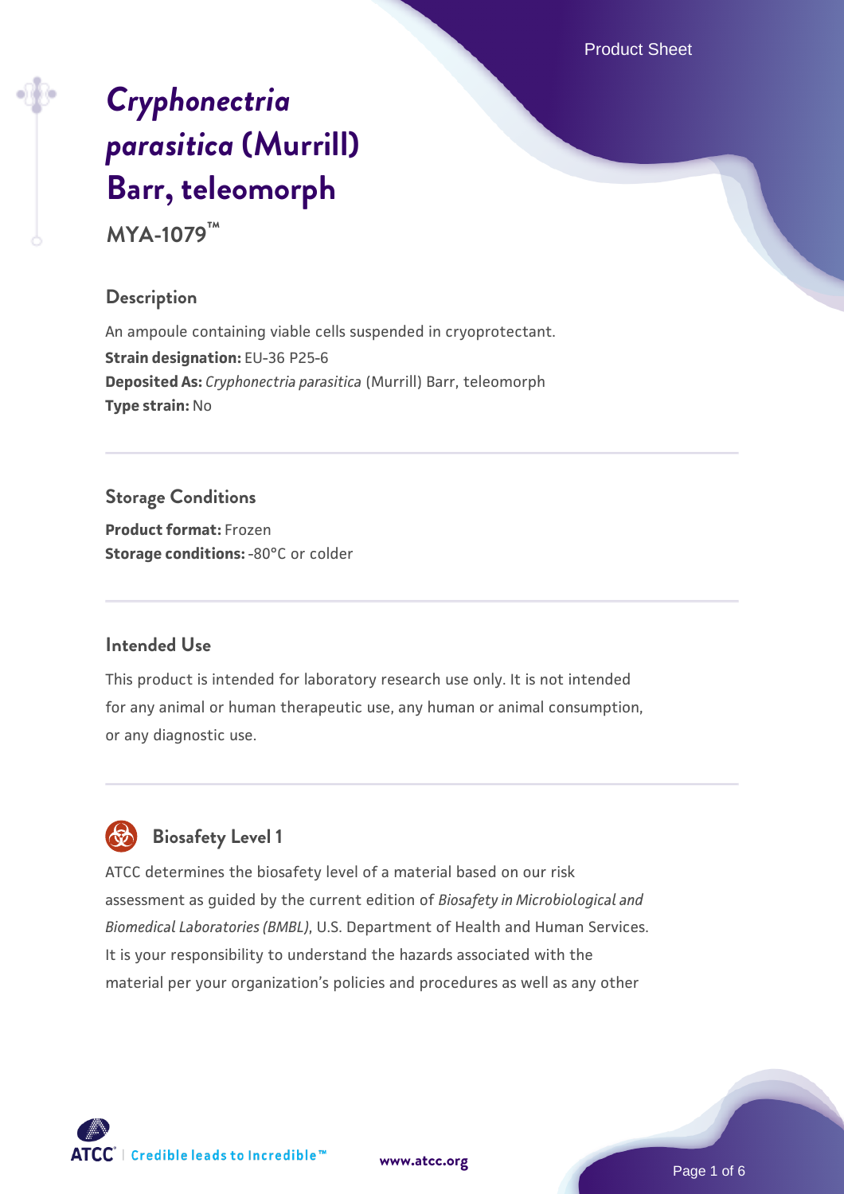# *Cryphonectria parasitica* (Murrill) Barr, teleomorph

**MYA-1079™**

## Description

An ampoule containing viable cells suspended in cryoprotectant.

**Strain designation:** EU-36 P25-6

**Deposited As:** *Cryphonectria parasitica* (Murrill) Barr, teleomorph

**Type strain:** No

## Storage Conditions

**Product format:** Frozen

**Storage conditions:** -80°C or colder

## Intended Use

This product is intended for laboratory research use only. It is not intended for any animal or human therapeutic use, any human or animal consumption, or any diagnostic use.

## Biosafety Level 1

ATCC determines the biosafety level of a material based on our risk assessment as guided by the current edition of *Biosafety in Microbiological and Biomedical Laboratories (BMBL)*, U.S. Department of Health and Human Services. It is your responsibility to understand the hazards associated with the material per your organization's policies and procedures as well as any other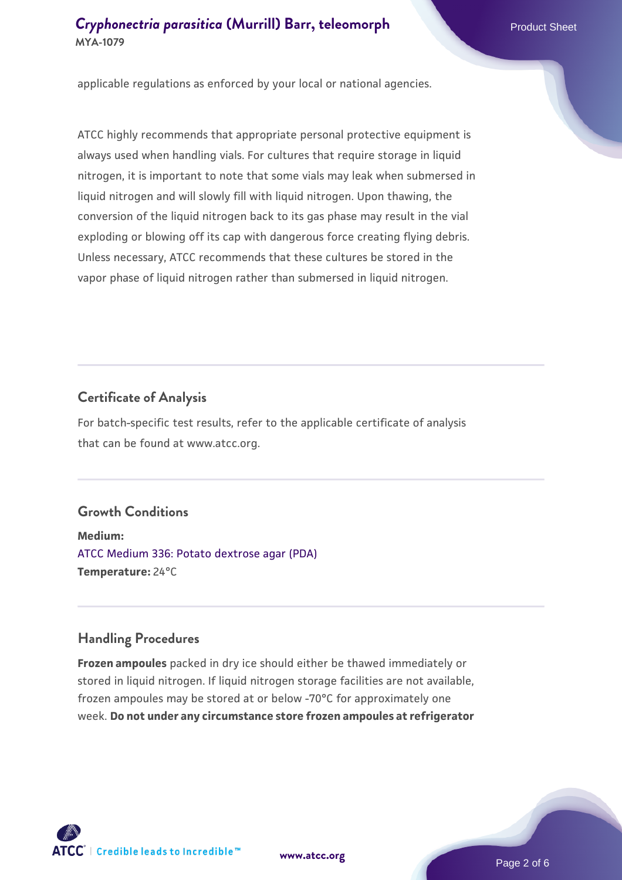applicable regulations as enforced by your local or national agencies.

ATCC highly recommends that appropriate personal protective equipment is always used when handling vials. For cultures that require storage in liquid nitrogen, it is important to note that some vials may leak when submersed in liquid nitrogen and will slowly fill with liquid nitrogen. Upon thawing, the conversion of the liquid nitrogen back to its gas phase may result in the vial exploding or blowing off its cap with dangerous force creating flying debris. Unless necessary, ATCC recommends that these cultures be stored in the vapor phase of liquid nitrogen rather than submersed in liquid nitrogen.

## Certificate of Analysis

For batch-specific test results, refer to the applicable certificate of analysis that can be found at www.atcc.org.

## Growth Conditions

**Medium:**
ATCC Medium 336: Potato dextrose agar (PDA)
**Temperature:** 24°C

## Handling Procedures

**Frozen ampoules** packed in dry ice should either be thawed immediately or stored in liquid nitrogen. If liquid nitrogen storage facilities are not available, frozen ampoules may be stored at or below -70°C for approximately one week. **Do not under any circumstance store frozen ampoules at refrigerator**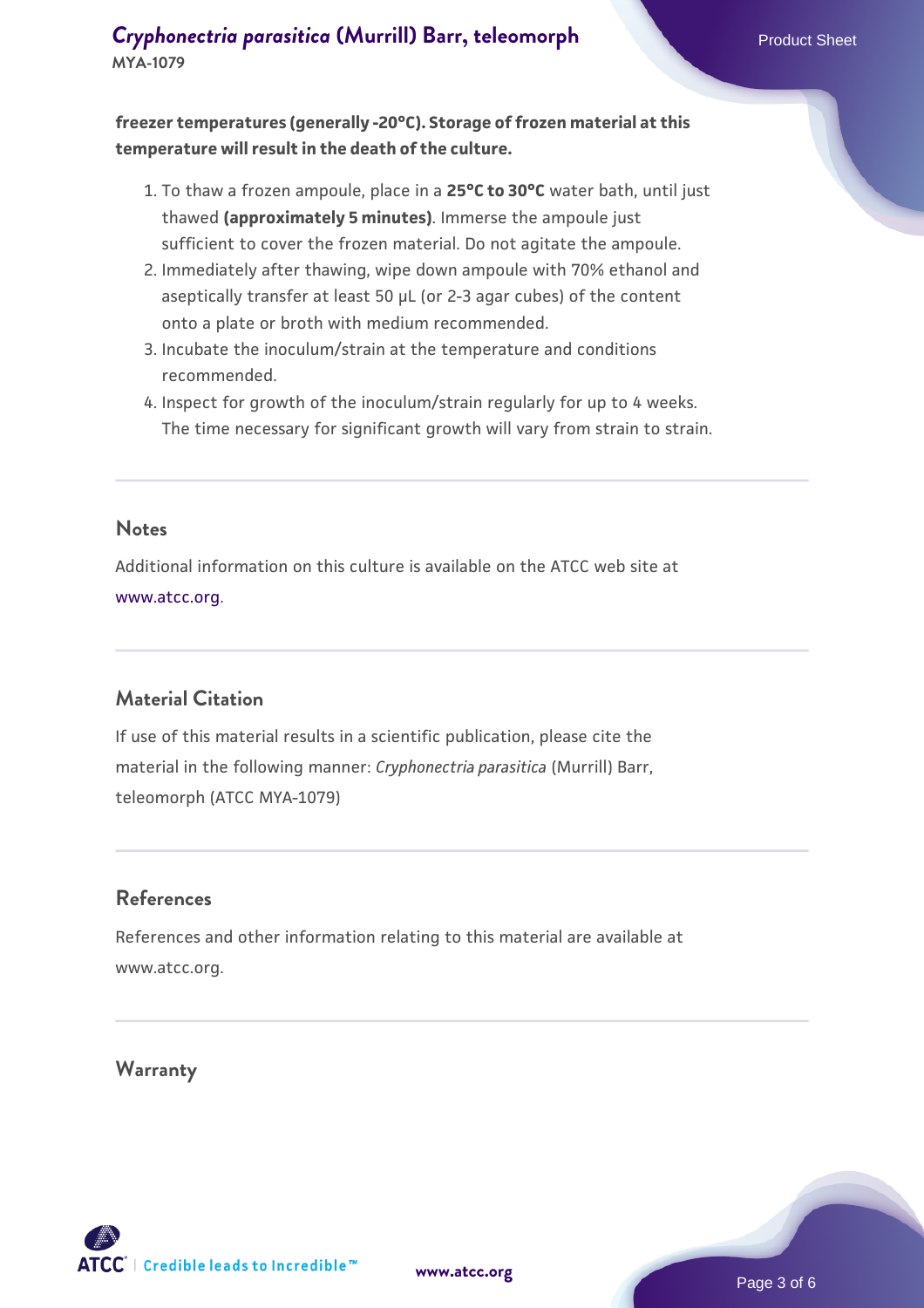**freezer temperatures (generally -20°C). Storage of frozen material at this temperature will result in the death of the culture.**

1. To thaw a frozen ampoule, place in a **25°C to 30°C** water bath, until just thawed **(approximately 5 minutes)**. Immerse the ampoule just sufficient to cover the frozen material. Do not agitate the ampoule.
2. Immediately after thawing, wipe down ampoule with 70% ethanol and aseptically transfer at least 50 µL (or 2-3 agar cubes) of the content onto a plate or broth with medium recommended.
3. Incubate the inoculum/strain at the temperature and conditions recommended.
4. Inspect for growth of the inoculum/strain regularly for up to 4 weeks. The time necessary for significant growth will vary from strain to strain.

## Notes

Additional information on this culture is available on the ATCC web site at www.atcc.org.

## Material Citation

If use of this material results in a scientific publication, please cite the material in the following manner: *Cryphonectria parasitica* (Murrill) Barr, teleomorph (ATCC MYA-1079)

## References

References and other information relating to this material are available at www.atcc.org.

## Warranty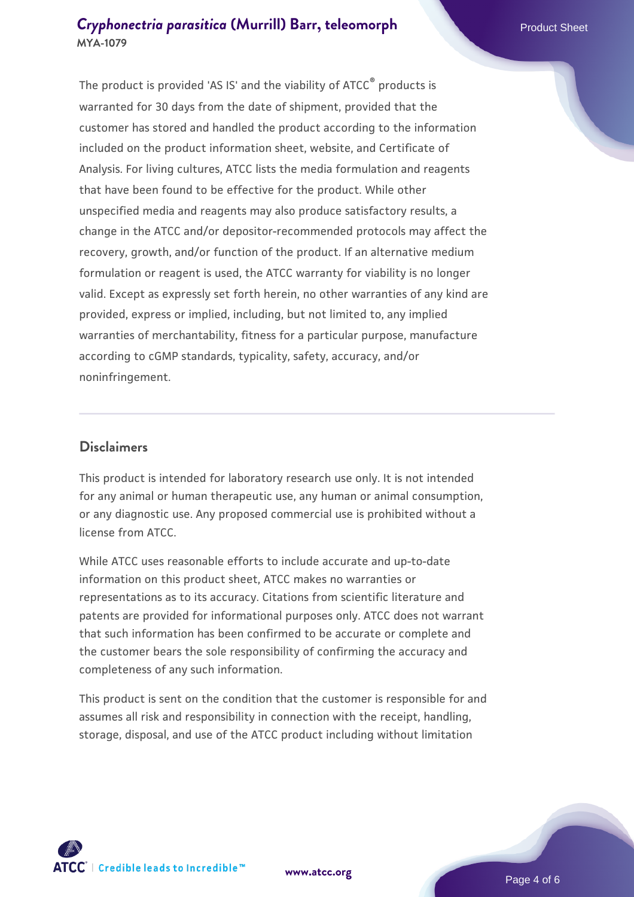The product is provided 'AS IS' and the viability of ATCC® products is warranted for 30 days from the date of shipment, provided that the customer has stored and handled the product according to the information included on the product information sheet, website, and Certificate of Analysis. For living cultures, ATCC lists the media formulation and reagents that have been found to be effective for the product. While other unspecified media and reagents may also produce satisfactory results, a change in the ATCC and/or depositor-recommended protocols may affect the recovery, growth, and/or function of the product. If an alternative medium formulation or reagent is used, the ATCC warranty for viability is no longer valid. Except as expressly set forth herein, no other warranties of any kind are provided, express or implied, including, but not limited to, any implied warranties of merchantability, fitness for a particular purpose, manufacture according to cGMP standards, typicality, safety, accuracy, and/or noninfringement.

## Disclaimers

This product is intended for laboratory research use only. It is not intended for any animal or human therapeutic use, any human or animal consumption, or any diagnostic use. Any proposed commercial use is prohibited without a license from ATCC.

While ATCC uses reasonable efforts to include accurate and up-to-date information on this product sheet, ATCC makes no warranties or representations as to its accuracy. Citations from scientific literature and patents are provided for informational purposes only. ATCC does not warrant that such information has been confirmed to be accurate or complete and the customer bears the sole responsibility of confirming the accuracy and completeness of any such information.

This product is sent on the condition that the customer is responsible for and assumes all risk and responsibility in connection with the receipt, handling, storage, disposal, and use of the ATCC product including without limitation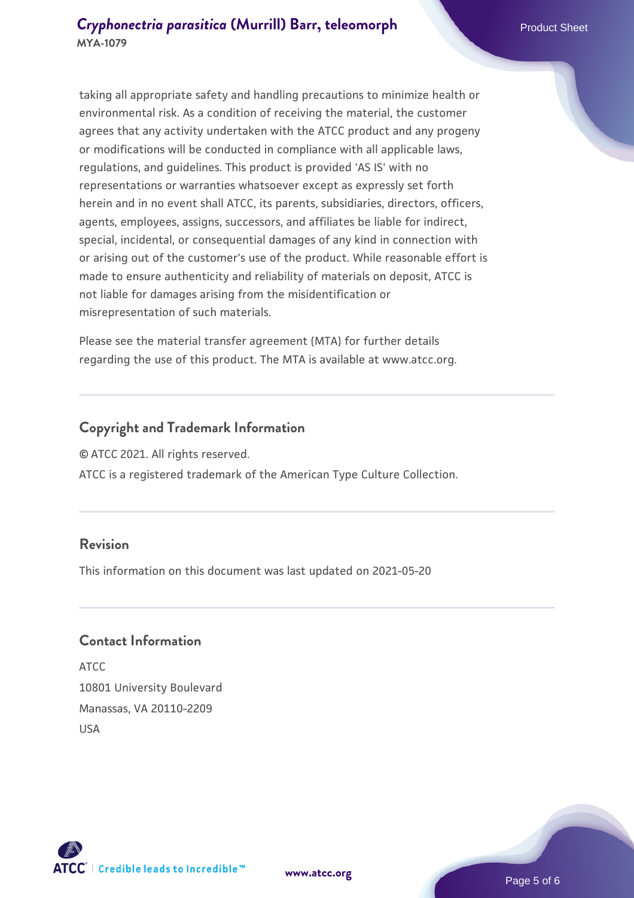taking all appropriate safety and handling precautions to minimize health or environmental risk. As a condition of receiving the material, the customer agrees that any activity undertaken with the ATCC product and any progeny or modifications will be conducted in compliance with all applicable laws, regulations, and guidelines. This product is provided 'AS IS' with no representations or warranties whatsoever except as expressly set forth herein and in no event shall ATCC, its parents, subsidiaries, directors, officers, agents, employees, assigns, successors, and affiliates be liable for indirect, special, incidental, or consequential damages of any kind in connection with or arising out of the customer's use of the product. While reasonable effort is made to ensure authenticity and reliability of materials on deposit, ATCC is not liable for damages arising from the misidentification or misrepresentation of such materials.

Please see the material transfer agreement (MTA) for further details regarding the use of this product. The MTA is available at www.atcc.org.

## Copyright and Trademark Information

© ATCC 2021. All rights reserved.

ATCC is a registered trademark of the American Type Culture Collection.

## Revision

This information on this document was last updated on 2021-05-20

## Contact Information

ATCC
10801 University Boulevard
Manassas, VA 20110-2209
USA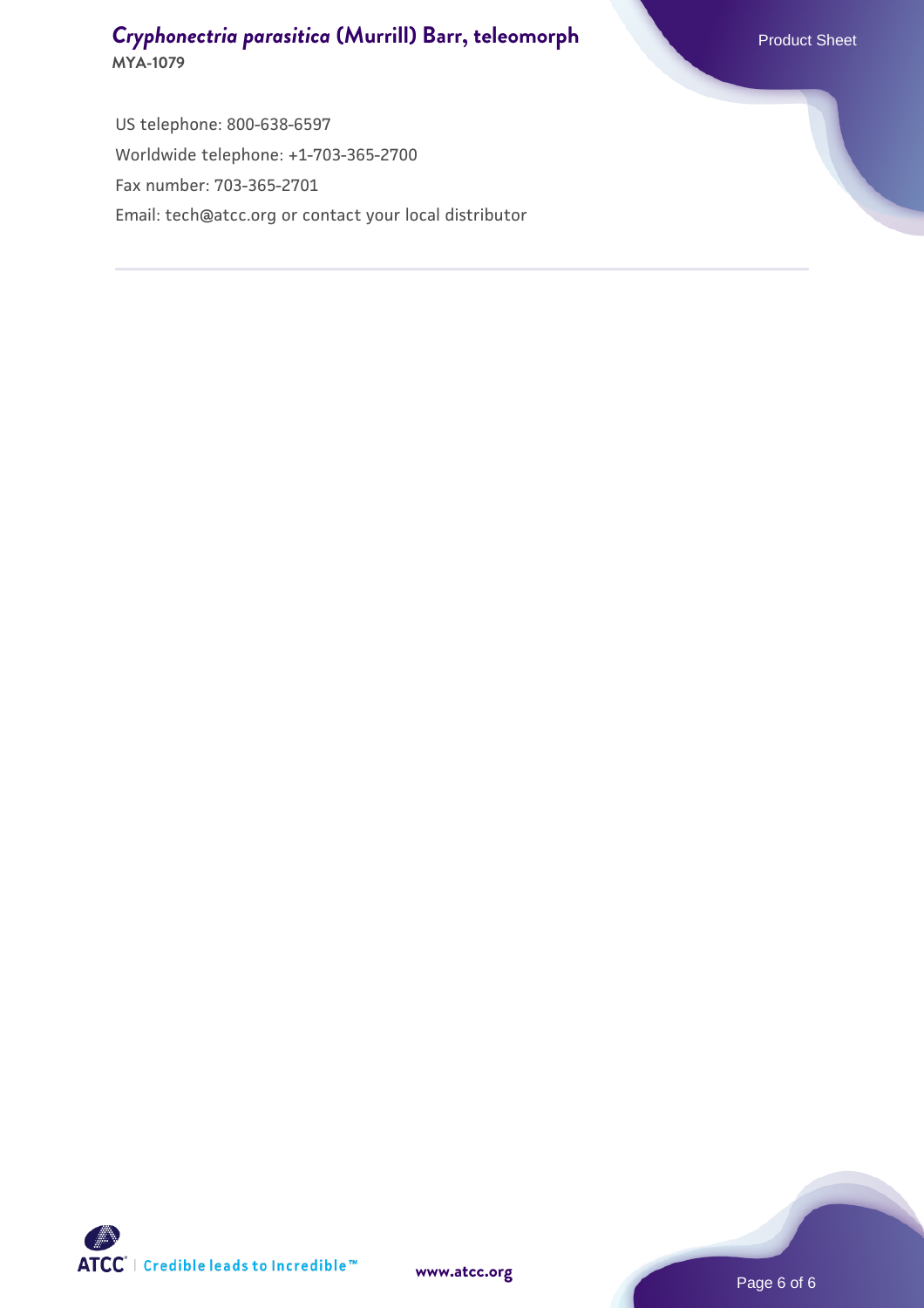US telephone: 800-638-6597

Worldwide telephone: +1-703-365-2700

Fax number: 703-365-2701

Email: tech@atcc.org or contact your local distributor